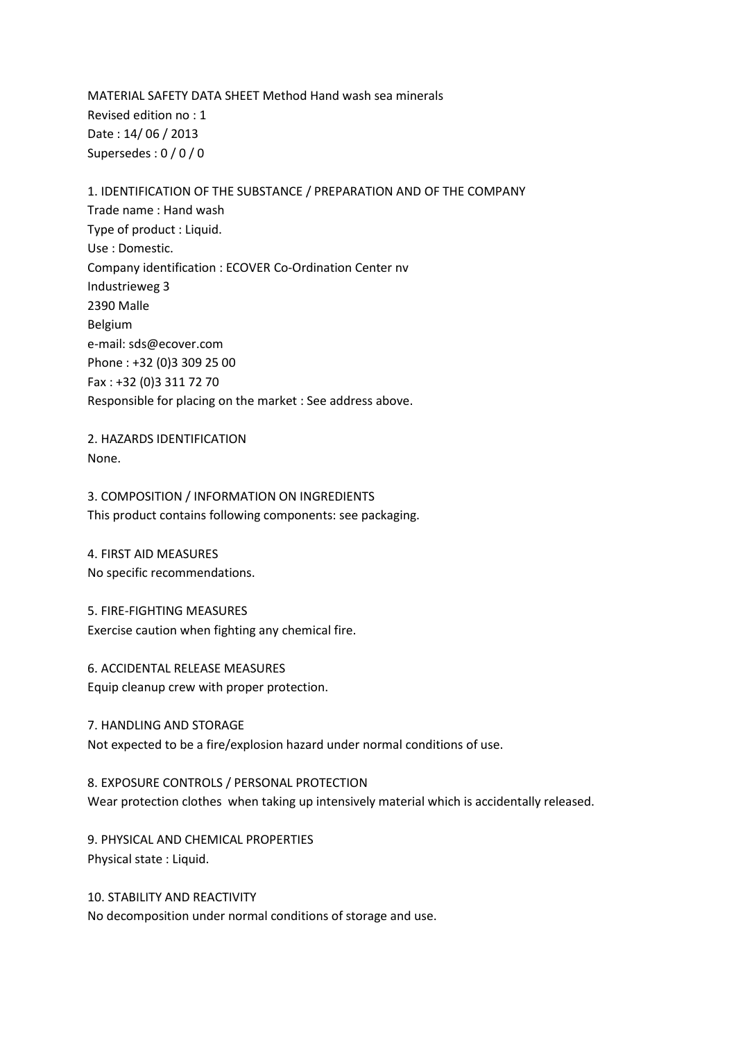MATERIAL SAFETY DATA SHEET Method Hand wash sea minerals
Revised edition no : 1
Date : 14/ 06 / 2013
Supersedes : 0 / 0 / 0

## 1. IDENTIFICATION OF THE SUBSTANCE / PREPARATION AND OF THE COMPANY

Trade name : Hand wash
Type of product : Liquid.
Use : Domestic.
Company identification : ECOVER Co-Ordination Center nv
Industrieweg 3
2390 Malle
Belgium
e-mail: sds@ecover.com
Phone : +32 (0)3 309 25 00
Fax : +32 (0)3 311 72 70
Responsible for placing on the market : See address above.

## 2. HAZARDS IDENTIFICATION

None.

## 3. COMPOSITION / INFORMATION ON INGREDIENTS

This product contains following components: see packaging.

## 4. FIRST AID MEASURES

No specific recommendations.

## 5. FIRE-FIGHTING MEASURES

Exercise caution when fighting any chemical fire.

## 6. ACCIDENTAL RELEASE MEASURES

Equip cleanup crew with proper protection.

## 7. HANDLING AND STORAGE

Not expected to be a fire/explosion hazard under normal conditions of use.

## 8. EXPOSURE CONTROLS / PERSONAL PROTECTION

Wear protection clothes when taking up intensively material which is accidentally released.

## 9. PHYSICAL AND CHEMICAL PROPERTIES

Physical state : Liquid.

## 10. STABILITY AND REACTIVITY

No decomposition under normal conditions of storage and use.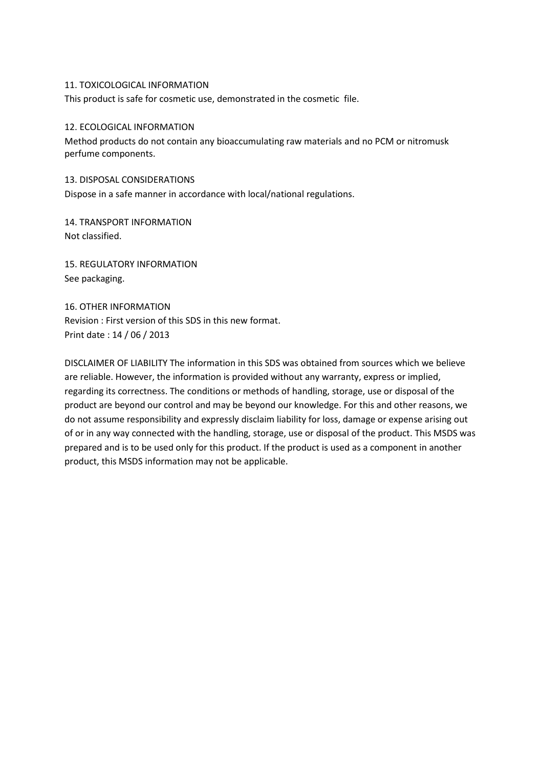## 11. TOXICOLOGICAL INFORMATION

This product is safe for cosmetic use, demonstrated in the cosmetic file.

## 12. ECOLOGICAL INFORMATION

Method products do not contain any bioaccumulating raw materials and no PCM or nitromusk perfume components.

## 13. DISPOSAL CONSIDERATIONS

Dispose in a safe manner in accordance with local/national regulations.

## 14. TRANSPORT INFORMATION

Not classified.

## 15. REGULATORY INFORMATION

See packaging.

## 16. OTHER INFORMATION

Revision : First version of this SDS in this new format.
Print date : 14 / 06 / 2013

DISCLAIMER OF LIABILITY The information in this SDS was obtained from sources which we believe are reliable. However, the information is provided without any warranty, express or implied, regarding its correctness. The conditions or methods of handling, storage, use or disposal of the product are beyond our control and may be beyond our knowledge. For this and other reasons, we do not assume responsibility and expressly disclaim liability for loss, damage or expense arising out of or in any way connected with the handling, storage, use or disposal of the product. This MSDS was prepared and is to be used only for this product. If the product is used as a component in another product, this MSDS information may not be applicable.